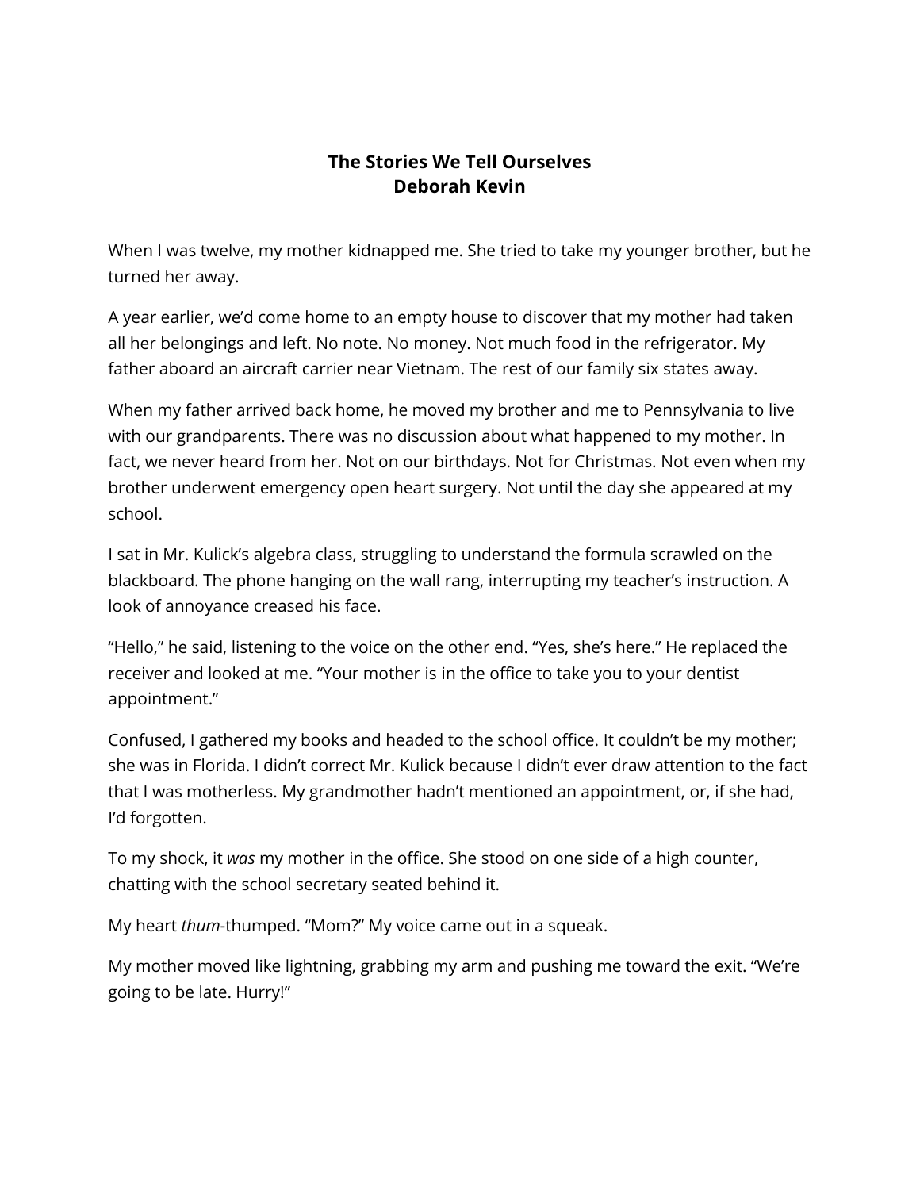# The Stories We Tell Ourselves
## Deborah Kevin

When I was twelve, my mother kidnapped me. She tried to take my younger brother, but he turned her away.

A year earlier, we'd come home to an empty house to discover that my mother had taken all her belongings and left. No note. No money. Not much food in the refrigerator. My father aboard an aircraft carrier near Vietnam. The rest of our family six states away.

When my father arrived back home, he moved my brother and me to Pennsylvania to live with our grandparents. There was no discussion about what happened to my mother. In fact, we never heard from her. Not on our birthdays. Not for Christmas. Not even when my brother underwent emergency open heart surgery. Not until the day she appeared at my school.

I sat in Mr. Kulick's algebra class, struggling to understand the formula scrawled on the blackboard. The phone hanging on the wall rang, interrupting my teacher's instruction. A look of annoyance creased his face.

"Hello," he said, listening to the voice on the other end. "Yes, she's here." He replaced the receiver and looked at me. "Your mother is in the office to take you to your dentist appointment."

Confused, I gathered my books and headed to the school office. It couldn't be my mother; she was in Florida. I didn't correct Mr. Kulick because I didn't ever draw attention to the fact that I was motherless. My grandmother hadn't mentioned an appointment, or, if she had, I'd forgotten.

To my shock, it *was* my mother in the office. She stood on one side of a high counter, chatting with the school secretary seated behind it.

My heart *thum*-thumped. "Mom?" My voice came out in a squeak.

My mother moved like lightning, grabbing my arm and pushing me toward the exit. "We're going to be late. Hurry!"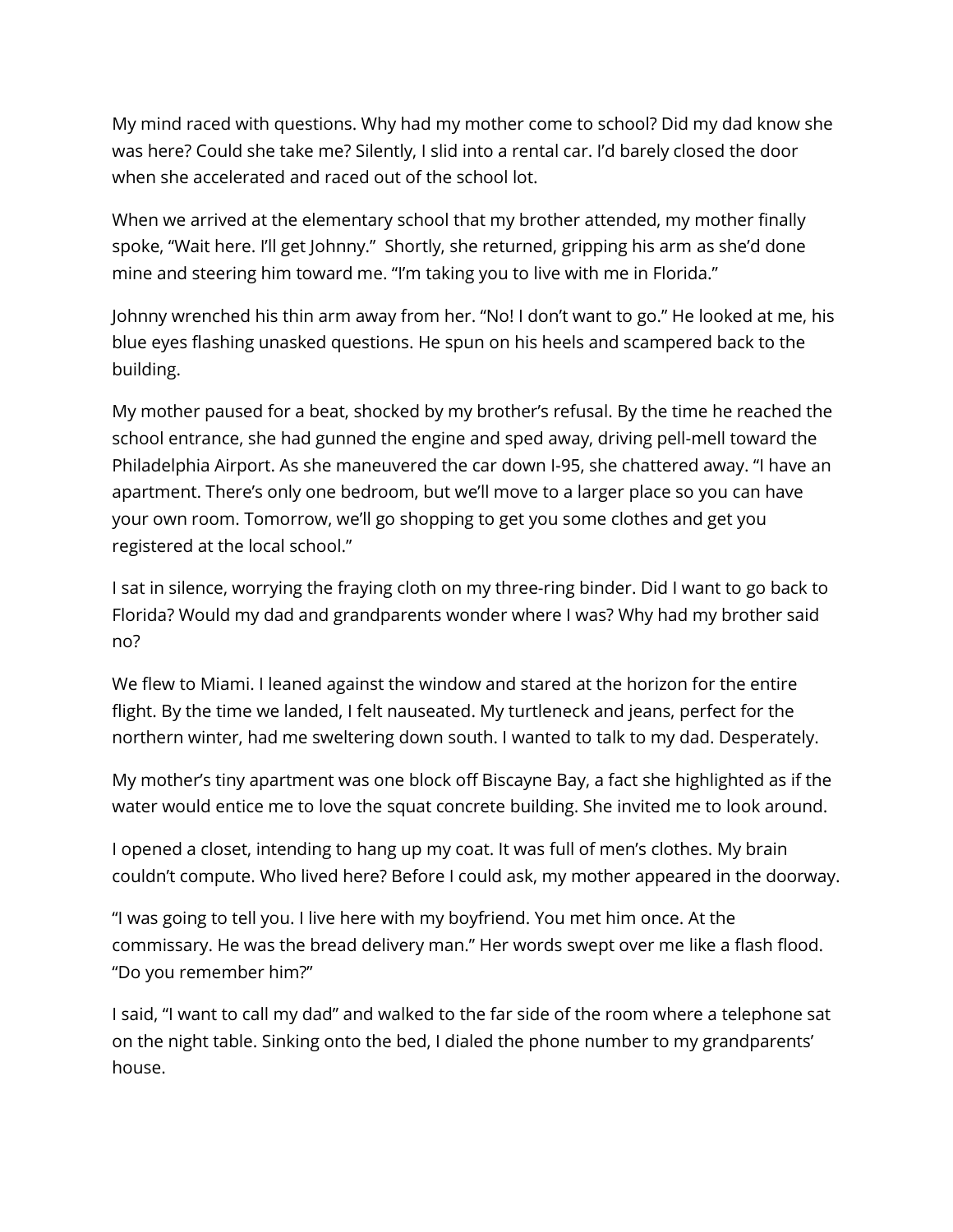My mind raced with questions. Why had my mother come to school? Did my dad know she was here? Could she take me? Silently, I slid into a rental car. I'd barely closed the door when she accelerated and raced out of the school lot.

When we arrived at the elementary school that my brother attended, my mother finally spoke, "Wait here. I'll get Johnny." Shortly, she returned, gripping his arm as she'd done mine and steering him toward me. "I'm taking you to live with me in Florida."

Johnny wrenched his thin arm away from her. "No! I don't want to go." He looked at me, his blue eyes flashing unasked questions. He spun on his heels and scampered back to the building.

My mother paused for a beat, shocked by my brother's refusal. By the time he reached the school entrance, she had gunned the engine and sped away, driving pell-mell toward the Philadelphia Airport. As she maneuvered the car down I-95, she chattered away. "I have an apartment. There's only one bedroom, but we'll move to a larger place so you can have your own room. Tomorrow, we'll go shopping to get you some clothes and get you registered at the local school."

I sat in silence, worrying the fraying cloth on my three-ring binder. Did I want to go back to Florida? Would my dad and grandparents wonder where I was? Why had my brother said no?

We flew to Miami. I leaned against the window and stared at the horizon for the entire flight. By the time we landed, I felt nauseated. My turtleneck and jeans, perfect for the northern winter, had me sweltering down south. I wanted to talk to my dad. Desperately.

My mother's tiny apartment was one block off Biscayne Bay, a fact she highlighted as if the water would entice me to love the squat concrete building. She invited me to look around.

I opened a closet, intending to hang up my coat. It was full of men's clothes. My brain couldn't compute. Who lived here? Before I could ask, my mother appeared in the doorway.

"I was going to tell you. I live here with my boyfriend. You met him once. At the commissary. He was the bread delivery man." Her words swept over me like a flash flood. "Do you remember him?"

I said, "I want to call my dad" and walked to the far side of the room where a telephone sat on the night table. Sinking onto the bed, I dialed the phone number to my grandparents' house.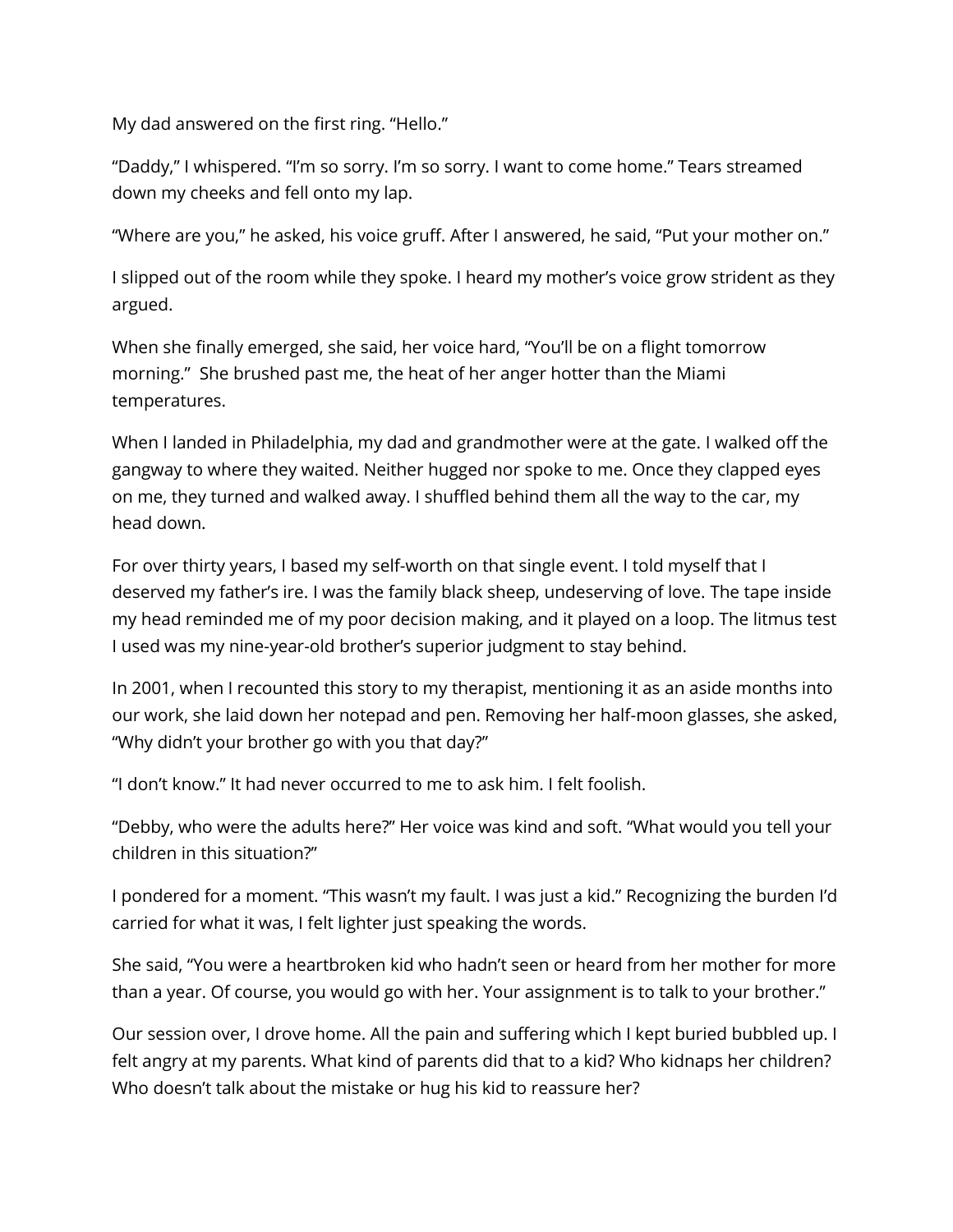My dad answered on the first ring. "Hello."

"Daddy," I whispered. "I'm so sorry. I'm so sorry. I want to come home." Tears streamed down my cheeks and fell onto my lap.

"Where are you," he asked, his voice gruff. After I answered, he said, "Put your mother on."

I slipped out of the room while they spoke. I heard my mother's voice grow strident as they argued.

When she finally emerged, she said, her voice hard, "You'll be on a flight tomorrow morning." She brushed past me, the heat of her anger hotter than the Miami temperatures.

When I landed in Philadelphia, my dad and grandmother were at the gate. I walked off the gangway to where they waited. Neither hugged nor spoke to me. Once they clapped eyes on me, they turned and walked away. I shuffled behind them all the way to the car, my head down.

For over thirty years, I based my self-worth on that single event. I told myself that I deserved my father's ire. I was the family black sheep, undeserving of love. The tape inside my head reminded me of my poor decision making, and it played on a loop. The litmus test I used was my nine-year-old brother's superior judgment to stay behind.

In 2001, when I recounted this story to my therapist, mentioning it as an aside months into our work, she laid down her notepad and pen. Removing her half-moon glasses, she asked, "Why didn't your brother go with you that day?"

"I don't know." It had never occurred to me to ask him. I felt foolish.

"Debby, who were the adults here?" Her voice was kind and soft. "What would you tell your children in this situation?"

I pondered for a moment. "This wasn't my fault. I was just a kid." Recognizing the burden I'd carried for what it was, I felt lighter just speaking the words.

She said, "You were a heartbroken kid who hadn't seen or heard from her mother for more than a year. Of course, you would go with her. Your assignment is to talk to your brother."

Our session over, I drove home. All the pain and suffering which I kept buried bubbled up. I felt angry at my parents. What kind of parents did that to a kid? Who kidnaps her children? Who doesn't talk about the mistake or hug his kid to reassure her?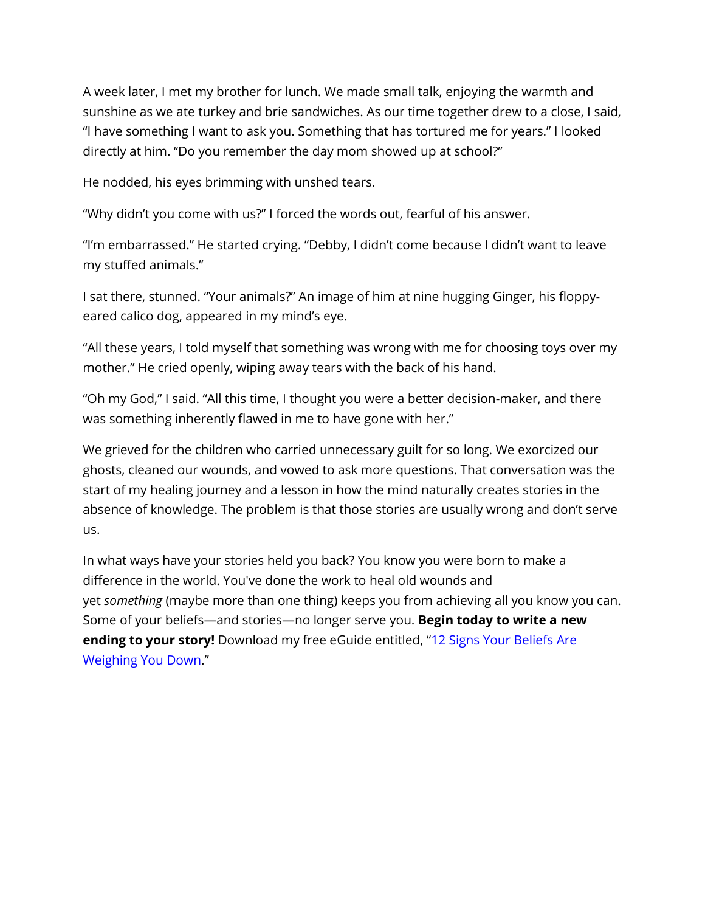A week later, I met my brother for lunch. We made small talk, enjoying the warmth and sunshine as we ate turkey and brie sandwiches. As our time together drew to a close, I said, “I have something I want to ask you. Something that has tortured me for years.” I looked directly at him. “Do you remember the day mom showed up at school?”

He nodded, his eyes brimming with unshed tears.

“Why didn’t you come with us?” I forced the words out, fearful of his answer.

“I’m embarrassed.” He started crying. “Debby, I didn’t come because I didn’t want to leave my stuffed animals.”

I sat there, stunned. “Your animals?” An image of him at nine hugging Ginger, his floppy-eared calico dog, appeared in my mind’s eye.

“All these years, I told myself that something was wrong with me for choosing toys over my mother.” He cried openly, wiping away tears with the back of his hand.

“Oh my God,” I said. “All this time, I thought you were a better decision-maker, and there was something inherently flawed in me to have gone with her.”

We grieved for the children who carried unnecessary guilt for so long. We exorcized our ghosts, cleaned our wounds, and vowed to ask more questions. That conversation was the start of my healing journey and a lesson in how the mind naturally creates stories in the absence of knowledge. The problem is that those stories are usually wrong and don’t serve us.

In what ways have your stories held you back? You know you were born to make a difference in the world. You've done the work to heal old wounds and yet *something* (maybe more than one thing) keeps you from achieving all you know you can. Some of your beliefs—and stories—no longer serve you. **Begin today to write a new ending to your story!** Download my free eGuide entitled, “[12 Signs Your Beliefs Are Weighing You Down]().”